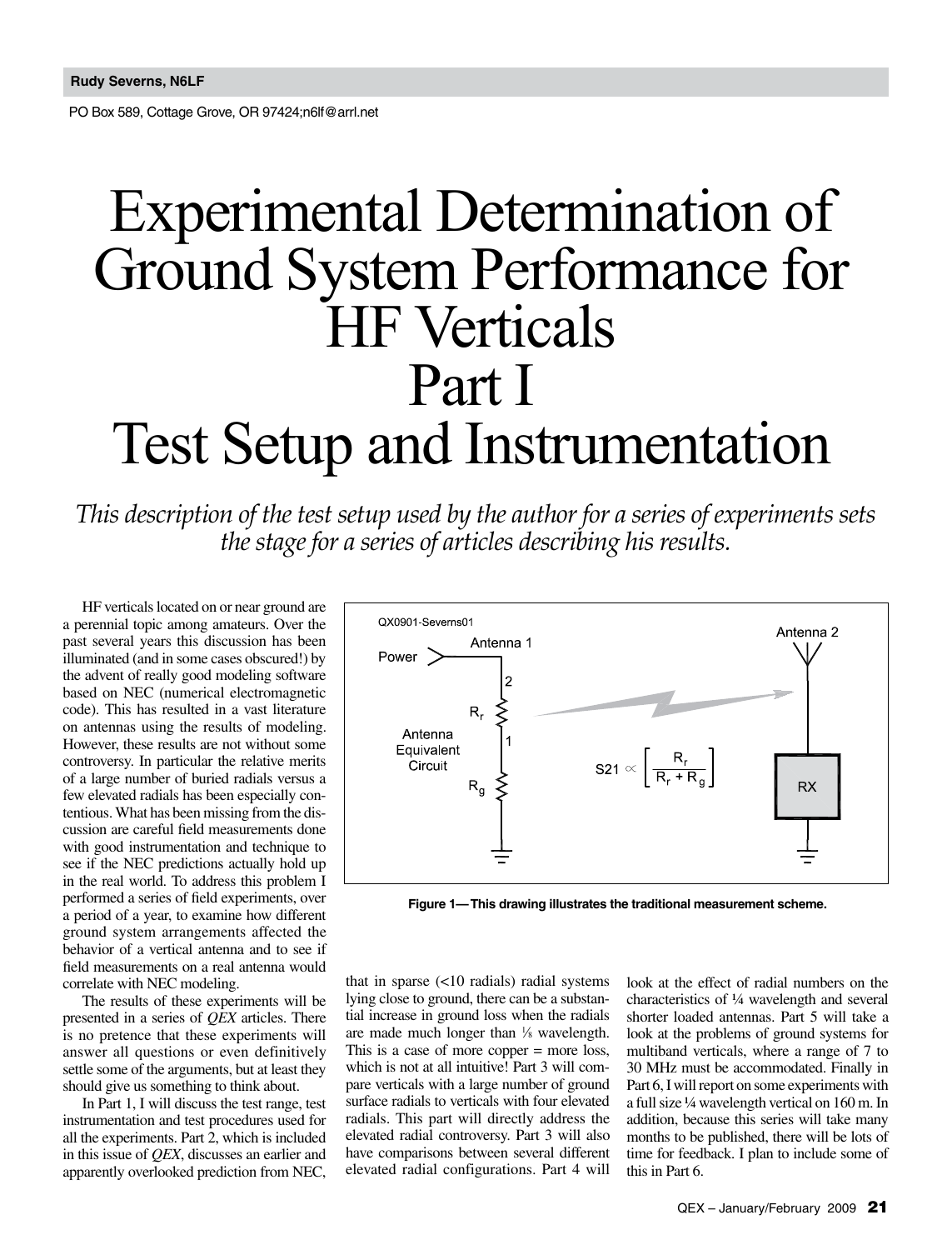**Rudy Severns, N6LF**

PO Box 589, Cottage Grove, OR 97424;n6lf@arrl.net

# Experimental Determination of Ground System Performance for HF Verticals Part I Test Setup and Instrumentation

*This description of the test setup used by the author for a series of experiments sets the stage for a series of articles describing his results.*

HF verticals located on or near ground are a perennial topic among amateurs. Over the past several years this discussion has been illuminated (and in some cases obscured!) by the advent of really good modeling software based on NEC (numerical electromagnetic code). This has resulted in a vast literature on antennas using the results of modeling. However, these results are not without some controversy. In particular the relative merits of a large number of buried radials versus a few elevated radials has been especially contentious. What has been missing from the discussion are careful field measurements done with good instrumentation and technique to see if the NEC predictions actually hold up in the real world. To address this problem I performed a series of field experiments, over a period of a year, to examine how different ground system arrangements affected the behavior of a vertical antenna and to see if field measurements on a real antenna would correlate with NEC modeling.

The results of these experiments will be presented in a series of *QEX* articles. There is no pretence that these experiments will answer all questions or even definitively settle some of the arguments, but at least they should give us something to think about.

In Part 1, I will discuss the test range, test instrumentation and test procedures used for all the experiments. Part 2, which is included in this issue of *QEX*, discusses an earlier and apparently overlooked prediction from NEC, that in sparse (<10 radials) radial systems lying close to ground, there can be a substantial increase in ground loss when the radials are made much longer than ⅛ wavelength. This is a case of more copper = more loss, which is not at all intuitive! Part 3 will compare verticals with a large number of ground surface radials to verticals with four elevated radials. This part will directly address the elevated radial controversy. Part 3 will also have comparisons between several different elevated radial configurations. Part 4 will look at the effect of radial numbers on the characteristics of ¼ wavelength and several shorter loaded antennas. Part 5 will take a look at the problems of ground systems for multiband verticals, where a range of 7 to 30 MHz must be accommodated. Finally in Part 6, I will report on some experiments with a full size ¼ wavelength vertical on 160 m. In addition, because this series will take many months to be published, there will be lots of time for feedback. I plan to include some of this in Part 6.

QX0901-Severns01

$$S21 \propto \left[ \frac{R_r}{R_r + R_g} \right]$$

**Figure 1—This drawing illustrates the traditional measurement scheme.**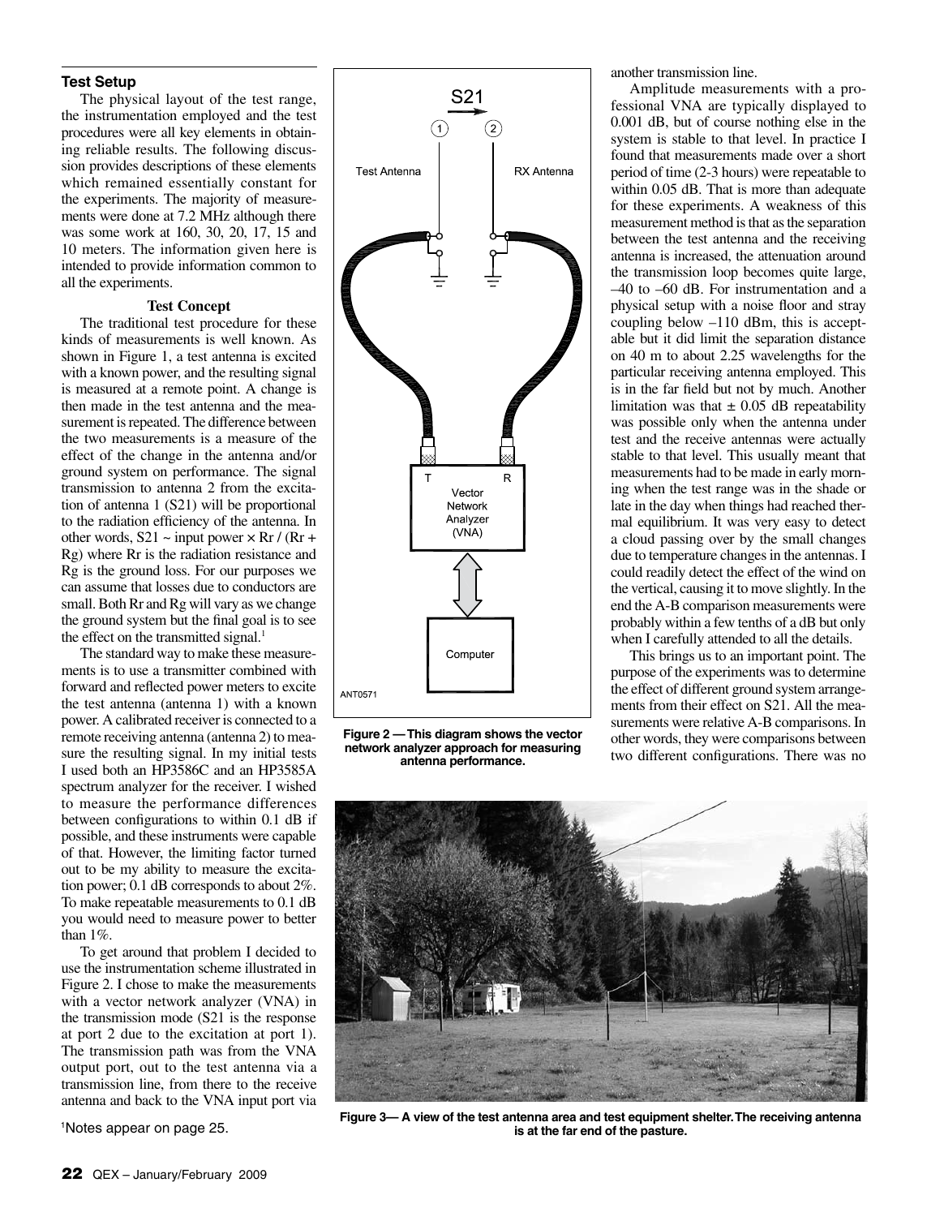### Test Setup

The physical layout of the test range, the instrumentation employed and the test procedures were all key elements in obtaining reliable results. The following discussion provides descriptions of these elements which remained essentially constant for the experiments. The majority of measurements were done at 7.2 MHz although there was some work at 160, 30, 20, 17, 15 and 10 meters. The information given here is intended to provide information common to all the experiments.

#### Test Concept

The traditional test procedure for these kinds of measurements is well known. As shown in Figure 1, a test antenna is excited with a known power, and the resulting signal is measured at a remote point. A change is then made in the test antenna and the measurement is repeated. The difference between the two measurements is a measure of the effect of the change in the antenna and/or ground system on performance. The signal transmission to antenna 2 from the excitation of antenna 1 (S21) will be proportional to the radiation efficiency of the antenna. In other words, S21 ~ input power × Rr / (Rr + Rg) where Rr is the radiation resistance and Rg is the ground loss. For our purposes we can assume that losses due to conductors are small. Both Rr and Rg will vary as we change the ground system but the final goal is to see the effect on the transmitted signal.[1]

The standard way to make these measurements is to use a transmitter combined with forward and reflected power meters to excite the test antenna (antenna 1) with a known power. A calibrated receiver is connected to a remote receiving antenna (antenna 2) to measure the resulting signal. In my initial tests I used both an HP3586C and an HP3585A spectrum analyzer for the receiver. I wished to measure the performance differences between configurations to within 0.1 dB if possible, and these instruments were capable of that. However, the limiting factor turned out to be my ability to measure the excitation power; 0.1 dB corresponds to about 2%. To make repeatable measurements to 0.1 dB you would need to measure power to better than 1%.

To get around that problem I decided to use the instrumentation scheme illustrated in Figure 2. I chose to make the measurements with a vector network analyzer (VNA) in the transmission mode (S21 is the response at port 2 due to the excitation at port 1). The transmission path was from the VNA output port, out to the test antenna via a transmission line, from there to the receive antenna and back to the VNA input port via another transmission line.

**Figure 2 — This diagram shows the vector network analyzer approach for measuring antenna performance.**

Amplitude measurements with a professional VNA are typically displayed to 0.001 dB, but of course nothing else in the system is stable to that level. In practice I found that measurements made over a short period of time (2-3 hours) were repeatable to within 0.05 dB. That is more than adequate for these experiments. A weakness of this measurement method is that as the separation between the test antenna and the receiving antenna is increased, the attenuation around the transmission loop becomes quite large, –40 to –60 dB. For instrumentation and a physical setup with a noise floor and stray coupling below –110 dBm, this is acceptable but it did limit the separation distance on 40 m to about 2.25 wavelengths for the particular receiving antenna employed. This is in the far field but not by much. Another limitation was that ± 0.05 dB repeatability was possible only when the antenna under test and the receive antennas were actually stable to that level. This usually meant that measurements had to be made in early morning when the test range was in the shade or late in the day when things had reached thermal equilibrium. It was very easy to detect a cloud passing over by the small changes due to temperature changes in the antennas. I could readily detect the effect of the wind on the vertical, causing it to move slightly. In the end the A-B comparison measurements were probably within a few tenths of a dB but only when I carefully attended to all the details.

This brings us to an important point. The purpose of the experiments was to determine the effect of different ground system arrangements from their effect on S21. All the measurements were relative A-B comparisons. In other words, they were comparisons between two different configurations. There was no

**Figure 3— A view of the test antenna area and test equipment shelter. The receiving antenna is at the far end of the pasture.**

[1]Notes appear on page 25.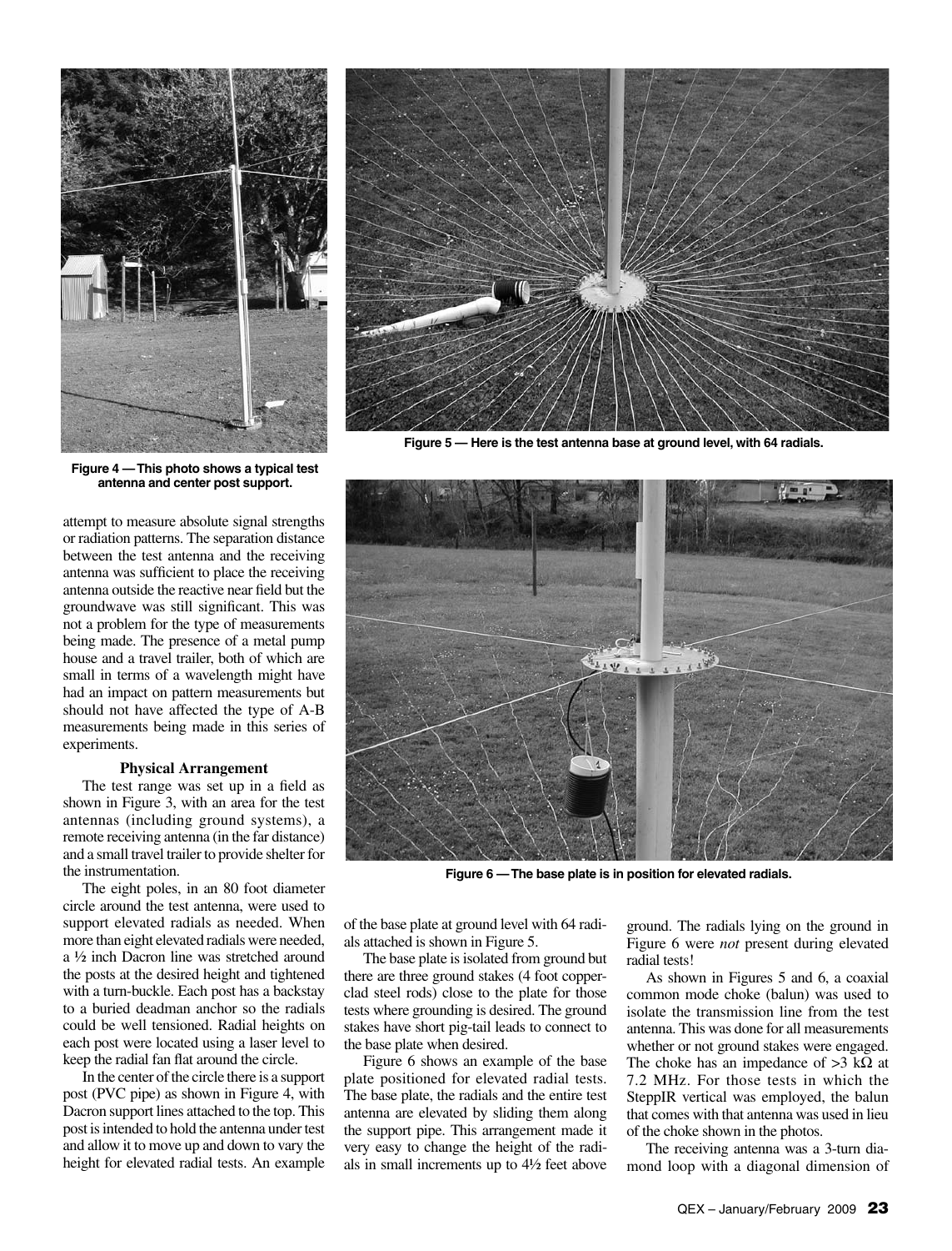Figure 4 — This photo shows a typical test antenna and center post support.

Figure 5 — Here is the test antenna base at ground level, with 64 radials.

Figure 6 — The base plate is in position for elevated radials.

attempt to measure absolute signal strengths or radiation patterns. The separation distance between the test antenna and the receiving antenna was sufficient to place the receiving antenna outside the reactive near field but the groundwave was still significant. This was not a problem for the type of measurements being made. The presence of a metal pump house and a travel trailer, both of which are small in terms of a wavelength might have had an impact on pattern measurements but should not have affected the type of A-B measurements being made in this series of experiments.

### Physical Arrangement

The test range was set up in a field as shown in Figure 3, with an area for the test antennas (including ground systems), a remote receiving antenna (in the far distance) and a small travel trailer to provide shelter for the instrumentation.

The eight poles, in an 80 foot diameter circle around the test antenna, were used to support elevated radials as needed. When more than eight elevated radials were needed, a ½ inch Dacron line was stretched around the posts at the desired height and tightened with a turn-buckle. Each post has a backstay to a buried deadman anchor so the radials could be well tensioned. Radial heights on each post were located using a laser level to keep the radial fan flat around the circle.

In the center of the circle there is a support post (PVC pipe) as shown in Figure 4, with Dacron support lines attached to the top. This post is intended to hold the antenna under test and allow it to move up and down to vary the height for elevated radial tests. An example of the base plate at ground level with 64 radials attached is shown in Figure 5.

The base plate is isolated from ground but there are three ground stakes (4 foot copper-clad steel rods) close to the plate for those tests where grounding is desired. The ground stakes have short pig-tail leads to connect to the base plate when desired.

Figure 6 shows an example of the base plate positioned for elevated radial tests. The base plate, the radials and the entire test antenna are elevated by sliding them along the support pipe. This arrangement made it very easy to change the height of the radials in small increments up to 4½ feet above ground. The radials lying on the ground in Figure 6 were *not* present during elevated radial tests!

As shown in Figures 5 and 6, a coaxial common mode choke (balun) was used to isolate the transmission line from the test antenna. This was done for all measurements whether or not ground stakes were engaged. The choke has an impedance of >3 kΩ at 7.2 MHz. For those tests in which the SteppIR vertical was employed, the balun that comes with that antenna was used in lieu of the choke shown in the photos.

The receiving antenna was a 3-turn diamond loop with a diagonal dimension of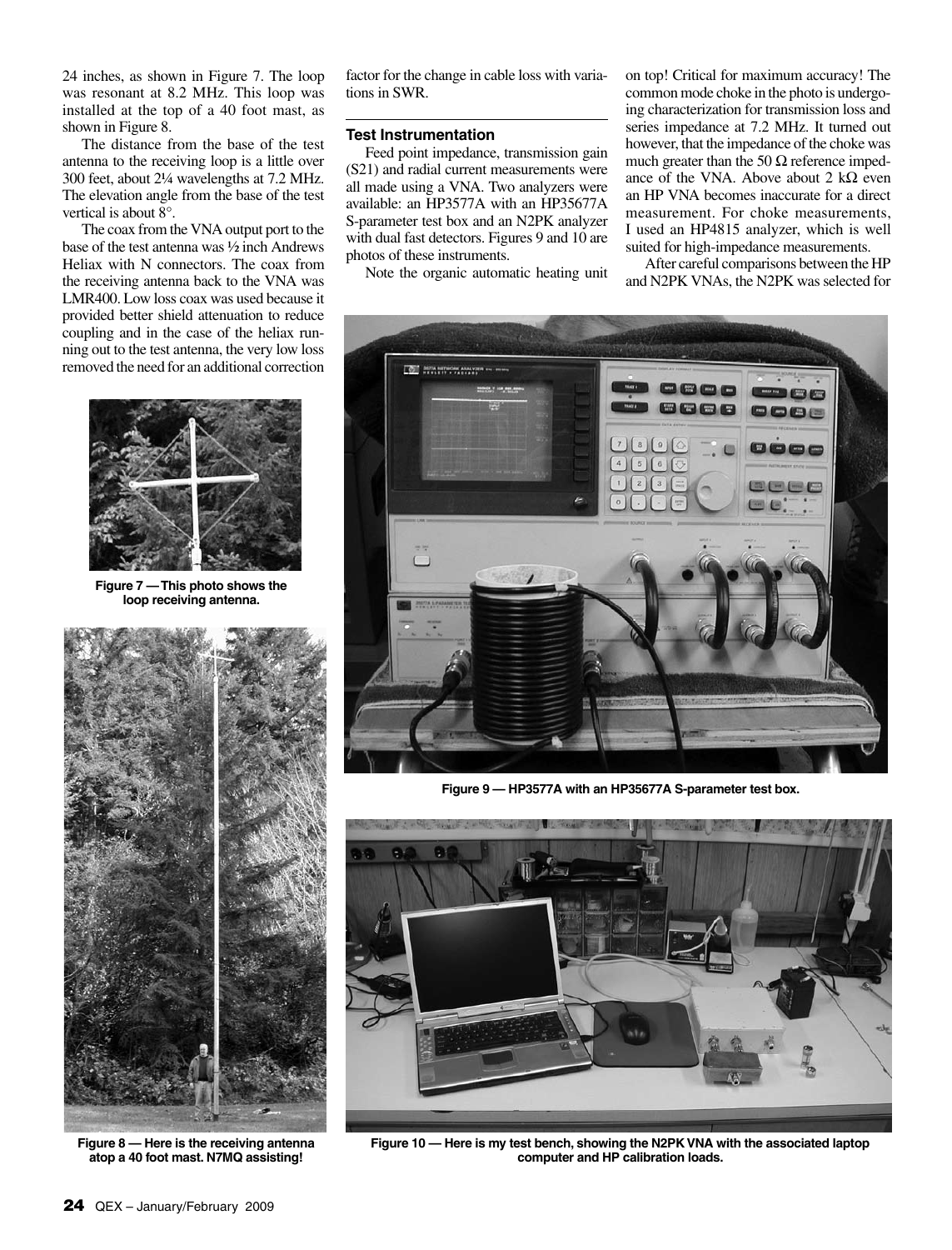24 inches, as shown in Figure 7. The loop was resonant at 8.2 MHz. This loop was installed at the top of a 40 foot mast, as shown in Figure 8.

The distance from the base of the test antenna to the receiving loop is a little over 300 feet, about 2¼ wavelengths at 7.2 MHz. The elevation angle from the base of the test vertical is about 8°.

The coax from the VNA output port to the base of the test antenna was ½ inch Andrews Heliax with N connectors. The coax from the receiving antenna back to the VNA was LMR400. Low loss coax was used because it provided better shield attenuation to reduce coupling and in the case of the heliax running out to the test antenna, the very low loss removed the need for an additional correction factor for the change in cable loss with variations in SWR.

**Figure 7 — This photo shows the loop receiving antenna.**

**Figure 8 — Here is the receiving antenna atop a 40 foot mast. N7MQ assisting!**

### Test Instrumentation

Feed point impedance, transmission gain (S21) and radial current measurements were all made using a VNA. Two analyzers were available: an HP3577A with an HP35677A S-parameter test box and an N2PK analyzer with dual fast detectors. Figures 9 and 10 are photos of these instruments.

Note the organic automatic heating unit on top! Critical for maximum accuracy! The common mode choke in the photo is undergoing characterization for transmission loss and series impedance at 7.2 MHz. It turned out however, that the impedance of the choke was much greater than the 50 Ω reference impedance of the VNA. Above about 2 kΩ even an HP VNA becomes inaccurate for a direct measurement. For choke measurements, I used an HP4815 analyzer, which is well suited for high-impedance measurements.

After careful comparisons between the HP and N2PK VNAs, the N2PK was selected for

**Figure 9 — HP3577A with an HP35677A S-parameter test box.**

**Figure 10 — Here is my test bench, showing the N2PK VNA with the associated laptop computer and HP calibration loads.**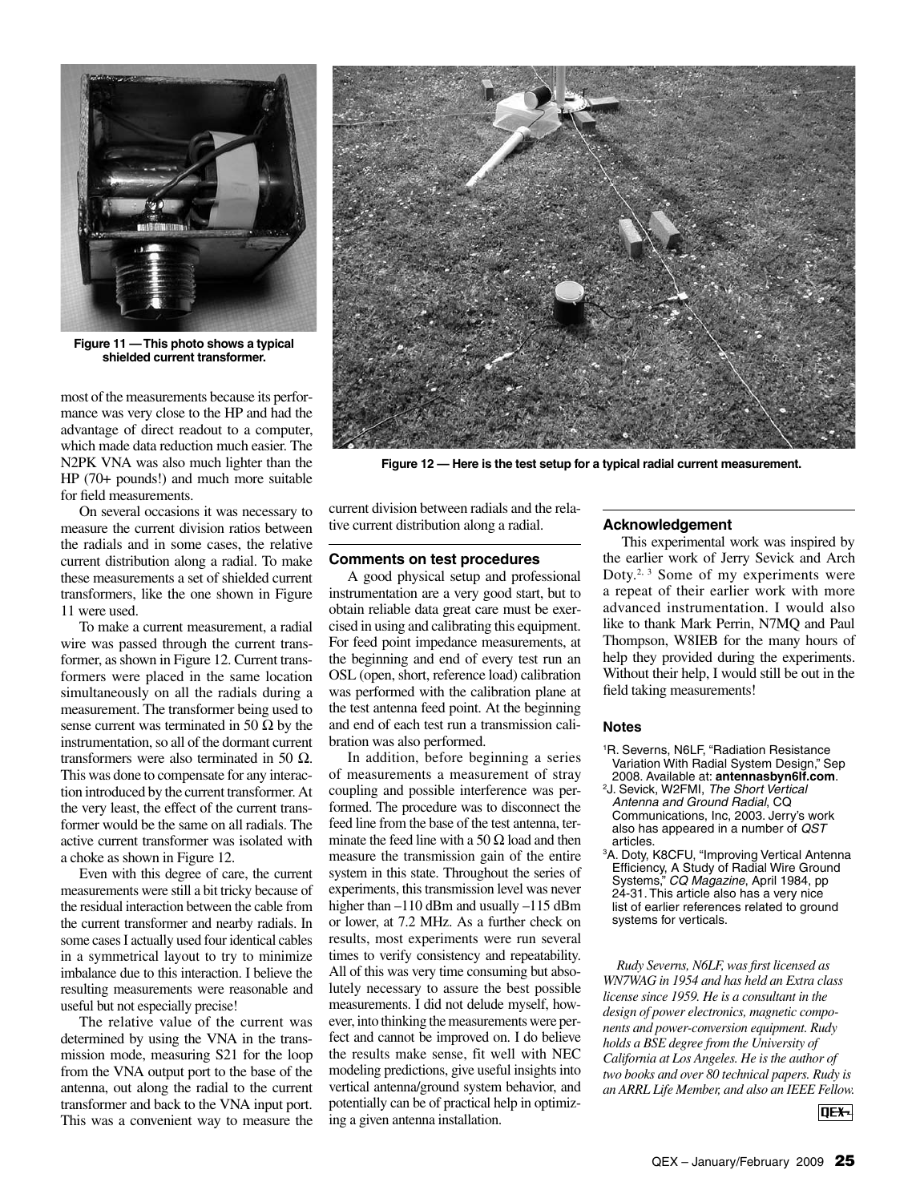Figure 11 — This photo shows a typical shielded current transformer.

Figure 12 — Here is the test setup for a typical radial current measurement.

most of the measurements because its performance was very close to the HP and had the advantage of direct readout to a computer, which made data reduction much easier. The N2PK VNA was also much lighter than the HP (70+ pounds!) and much more suitable for field measurements.

On several occasions it was necessary to measure the current division ratios between the radials and in some cases, the relative current distribution along a radial. To make these measurements a set of shielded current transformers, like the one shown in Figure 11 were used.

To make a current measurement, a radial wire was passed through the current transformer, as shown in Figure 12. Current transformers were placed in the same location simultaneously on all the radials during a measurement. The transformer being used to sense current was terminated in 50 Ω by the instrumentation, so all of the dormant current transformers were also terminated in 50 Ω. This was done to compensate for any interaction introduced by the current transformer. At the very least, the effect of the current transformer would be the same on all radials. The active current transformer was isolated with a choke as shown in Figure 12.

Even with this degree of care, the current measurements were still a bit tricky because of the residual interaction between the cable from the current transformer and nearby radials. In some cases I actually used four identical cables in a symmetrical layout to try to minimize imbalance due to this interaction. I believe the resulting measurements were reasonable and useful but not especially precise!

The relative value of the current was determined by using the VNA in the transmission mode, measuring S21 for the loop from the VNA output port to the base of the antenna, out along the radial to the current transformer and back to the VNA input port. This was a convenient way to measure the current division between radials and the relative current distribution along a radial.

### Comments on test procedures

A good physical setup and professional instrumentation are a very good start, but to obtain reliable data great care must be exercised in using and calibrating this equipment. For feed point impedance measurements, at the beginning and end of every test run an OSL (open, short, reference load) calibration was performed with the calibration plane at the test antenna feed point. At the beginning and end of each test run a transmission calibration was also performed.

In addition, before beginning a series of measurements a measurement of stray coupling and possible interference was performed. The procedure was to disconnect the feed line from the base of the test antenna, terminate the feed line with a 50 Ω load and then measure the transmission gain of the entire system in this state. Throughout the series of experiments, this transmission level was never higher than –110 dBm and usually –115 dBm or lower, at 7.2 MHz. As a further check on results, most experiments were run several times to verify consistency and repeatability. All of this was very time consuming but absolutely necessary to assure the best possible measurements. I did not delude myself, however, into thinking the measurements were perfect and cannot be improved on. I do believe the results make sense, fit well with NEC modeling predictions, give useful insights into vertical antenna/ground system behavior, and potentially can be of practical help in optimizing a given antenna installation.

### Acknowledgement

This experimental work was inspired by the earlier work of Jerry Sevick and Arch Doty.[2, 3] Some of my experiments were a repeat of their earlier work with more advanced instrumentation. I would also like to thank Mark Perrin, N7MQ and Paul Thompson, W8IEB for the many hours of help they provided during the experiments. Without their help, I would still be out in the field taking measurements!

### Notes

[1] R. Severns, N6LF, "Radiation Resistance Variation With Radial System Design," Sep 2008. Available at: **antennasbyn6lf.com**.

[2] J. Sevick, W2FMI, *The Short Vertical Antenna and Ground Radial*, CQ Communications, Inc, 2003. Jerry's work also has appeared in a number of *QST* articles.

[3] A. Doty, K8CFU, "Improving Vertical Antenna Efficiency, A Study of Radial Wire Ground Systems," *CQ Magazine*, April 1984, pp 24-31. This article also has a very nice list of earlier references related to ground systems for verticals.

*Rudy Severns, N6LF, was first licensed as WN7WAG in 1954 and has held an Extra class license since 1959. He is a consultant in the design of power electronics, magnetic components and power-conversion equipment. Rudy holds a BSE degree from the University of California at Los Angeles. He is the author of two books and over 80 technical papers. Rudy is an ARRL Life Member, and also an IEEE Fellow.*